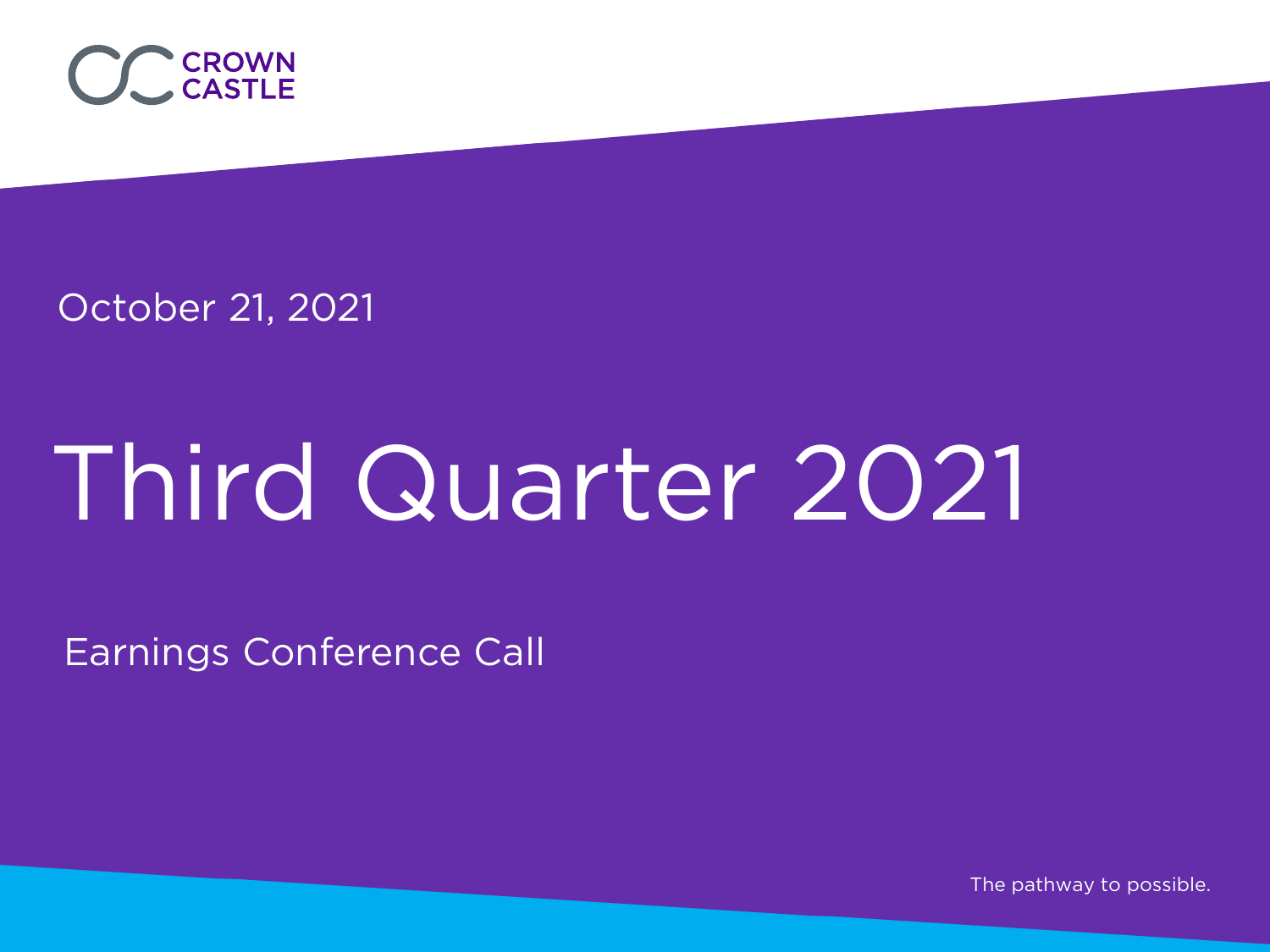CROWN CASTLE

October 21, 2021

# Third Quarter 2021

Earnings Conference Call

The pathway to possible.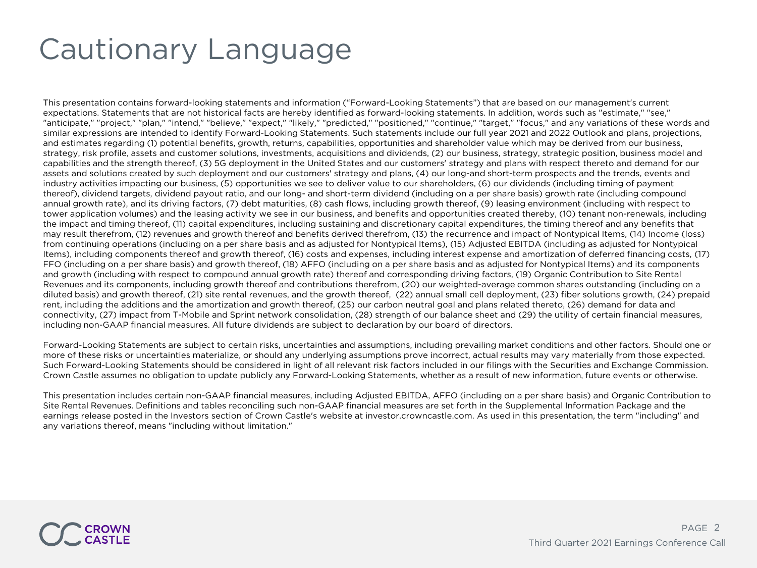# Cautionary Language

This presentation contains forward-looking statements and information ("Forward-Looking Statements") that are based on our management's current expectations. Statements that are not historical facts are hereby identified as forward-looking statements. In addition, words such as "estimate," "see," "anticipate," "project," "plan," "intend," "believe," "expect," "likely," "predicted," "positioned," "continue," "target," "focus," and any variations of these words and similar expressions are intended to identify Forward-Looking Statements. Such statements include our full year 2021 and 2022 Outlook and plans, projections, and estimates regarding (1) potential benefits, growth, returns, capabilities, opportunities and shareholder value which may be derived from our business, strategy, risk profile, assets and customer solutions, investments, acquisitions and dividends, (2) our business, strategy, strategic position, business model and capabilities and the strength thereof, (3) 5G deployment in the United States and our customers' strategy and plans with respect thereto and demand for our assets and solutions created by such deployment and our customers' strategy and plans, (4) our long-and short-term prospects and the trends, events and industry activities impacting our business, (5) opportunities we see to deliver value to our shareholders, (6) our dividends (including timing of payment thereof), dividend targets, dividend payout ratio, and our long- and short-term dividend (including on a per share basis) growth rate (including compound annual growth rate), and its driving factors, (7) debt maturities, (8) cash flows, including growth thereof, (9) leasing environment (including with respect to tower application volumes) and the leasing activity we see in our business, and benefits and opportunities created thereby, (10) tenant non-renewals, including the impact and timing thereof, (11) capital expenditures, including sustaining and discretionary capital expenditures, the timing thereof and any benefits that may result therefrom, (12) revenues and growth thereof and benefits derived therefrom, (13) the recurrence and impact of Nontypical Items, (14) Income (loss) from continuing operations (including on a per share basis and as adjusted for Nontypical Items), (15) Adjusted EBITDA (including as adjusted for Nontypical Items), including components thereof and growth thereof, (16) costs and expenses, including interest expense and amortization of deferred financing costs, (17) FFO (including on a per share basis) and growth thereof, (18) AFFO (including on a per share basis and as adjusted for Nontypical Items) and its components and growth (including with respect to compound annual growth rate) thereof and corresponding driving factors, (19) Organic Contribution to Site Rental Revenues and its components, including growth thereof and contributions therefrom, (20) our weighted-average common shares outstanding (including on a diluted basis) and growth thereof, (21) site rental revenues, and the growth thereof, (22) annual small cell deployment, (23) fiber solutions growth, (24) prepaid rent, including the additions and the amortization and growth thereof, (25) our carbon neutral goal and plans related thereto, (26) demand for data and connectivity, (27) impact from T-Mobile and Sprint network consolidation, (28) strength of our balance sheet and (29) the utility of certain financial measures, including non-GAAP financial measures. All future dividends are subject to declaration by our board of directors.

Forward-Looking Statements are subject to certain risks, uncertainties and assumptions, including prevailing market conditions and other factors. Should one or more of these risks or uncertainties materialize, or should any underlying assumptions prove incorrect, actual results may vary materially from those expected. Such Forward-Looking Statements should be considered in light of all relevant risk factors included in our filings with the Securities and Exchange Commission. Crown Castle assumes no obligation to update publicly any Forward-Looking Statements, whether as a result of new information, future events or otherwise.

This presentation includes certain non-GAAP financial measures, including Adjusted EBITDA, AFFO (including on a per share basis) and Organic Contribution to Site Rental Revenues. Definitions and tables reconciling such non-GAAP financial measures are set forth in the Supplemental Information Package and the earnings release posted in the Investors section of Crown Castle's website at investor.crowncastle.com. As used in this presentation, the term "including" and any variations thereof, means "including without limitation."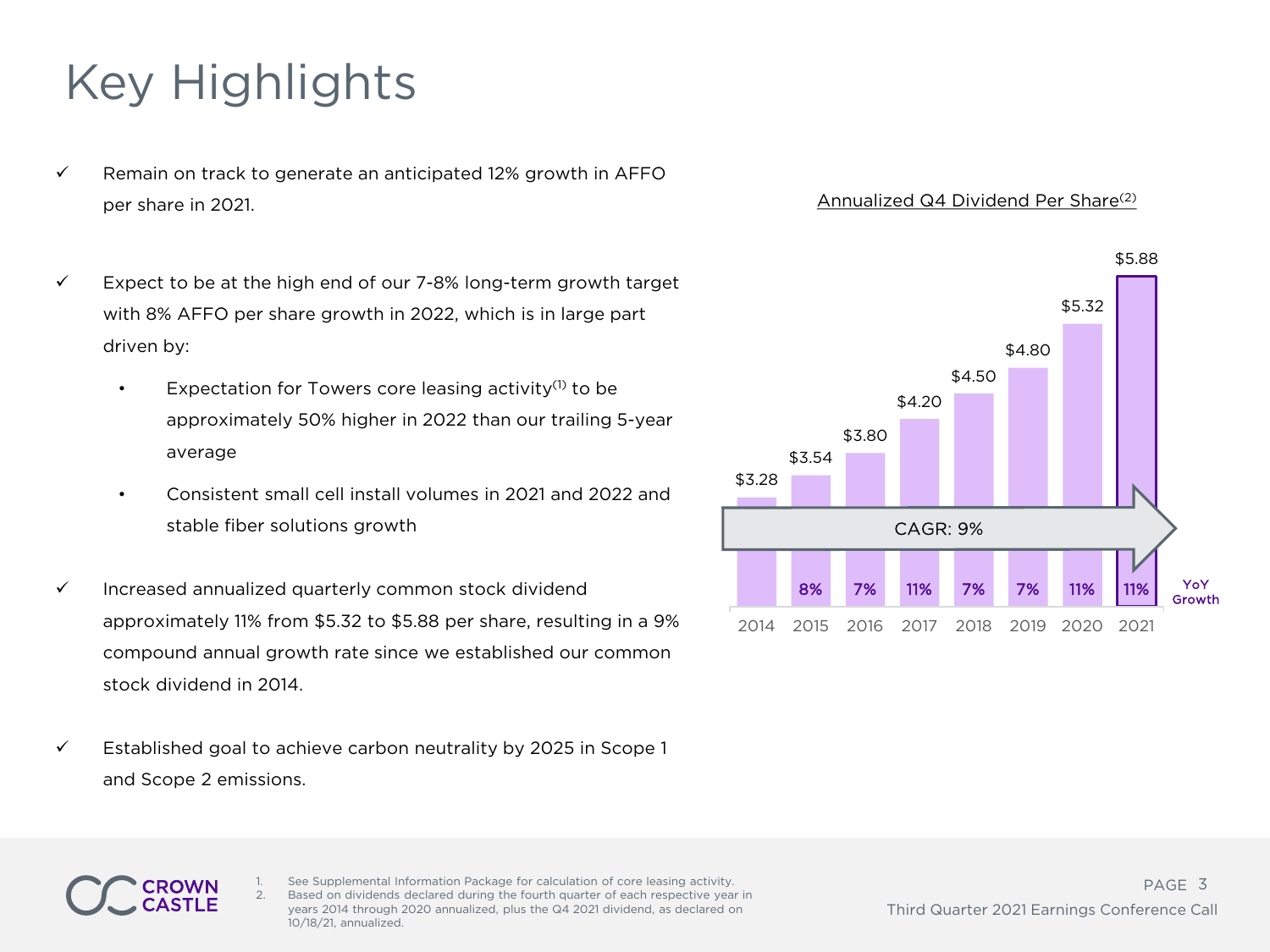# Key Highlights

- ✓ Remain on track to generate an anticipated 12% growth in AFFO per share in 2021.
- ✓ Expect to be at the high end of our 7-8% long-term growth target with 8% AFFO per share growth in 2022, which is in large part driven by:
  - Expectation for Towers core leasing activity[1] to be approximately 50% higher in 2022 than our trailing 5-year average
  - Consistent small cell install volumes in 2021 and 2022 and stable fiber solutions growth
- ✓ Increased annualized quarterly common stock dividend approximately 11% from $5.32 to $5.88 per share, resulting in a 9% compound annual growth rate since we established our common stock dividend in 2014.
- ✓ Established goal to achieve carbon neutrality by 2025 in Scope 1 and Scope 2 emissions.

**Annualized Q4 Dividend Per Share[2]**

| Year | Dividend | YoY Growth |
|---|---|---|
| 2014 | $3.28 | |
| 2015 | $3.54 | 8% |
| 2016 | $3.80 | 7% |
| 2017 | $4.20 | 11% |
| 2018 | $4.50 | 7% |
| 2019 | $4.80 | 7% |
| 2020 | $5.32 | 11% |
| 2021 | $5.88 | 11% |

CAGR: 9%

1. See Supplemental Information Package for calculation of core leasing activity.
2. Based on dividends declared during the fourth quarter of each respective year in years 2014 through 2020 annualized, plus the Q4 2021 dividend, as declared on 10/18/21, annualized.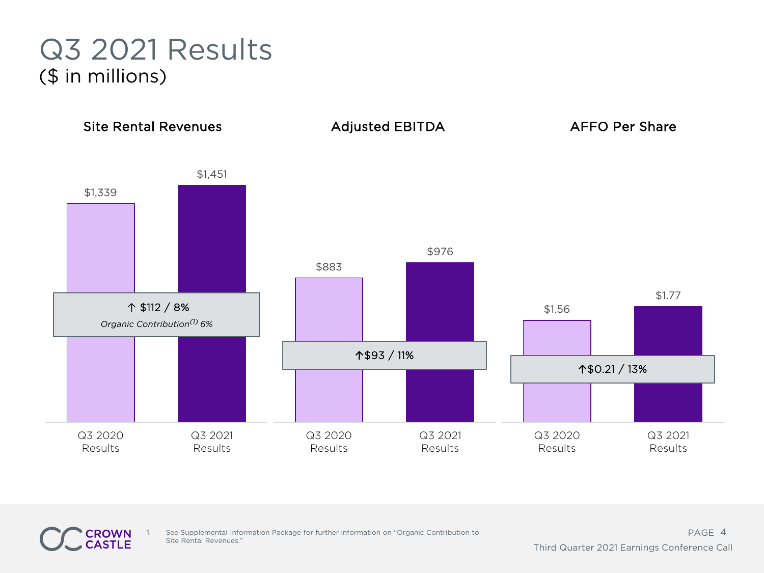# Q3 2021 Results
## ($ in millions)

### Site Rental Revenues

| | Q3 2020 Results | Q3 2021 Results |
|---|---|---|
| Site Rental Revenues | $1,339 | $1,451 |

↑ $112 / 8%

*Organic Contribution[1] 6%*

### Adjusted EBITDA

| | Q3 2020 Results | Q3 2021 Results |
|---|---|---|
| Adjusted EBITDA | $883 | $976 |

↑$93 / 11%

### AFFO Per Share

| | Q3 2020 Results | Q3 2021 Results |
|---|---|---|
| AFFO Per Share | $1.56 | $1.77 |

↑$0.21 / 13%

1. See Supplemental Information Package for further information on "Organic Contribution to Site Rental Revenues."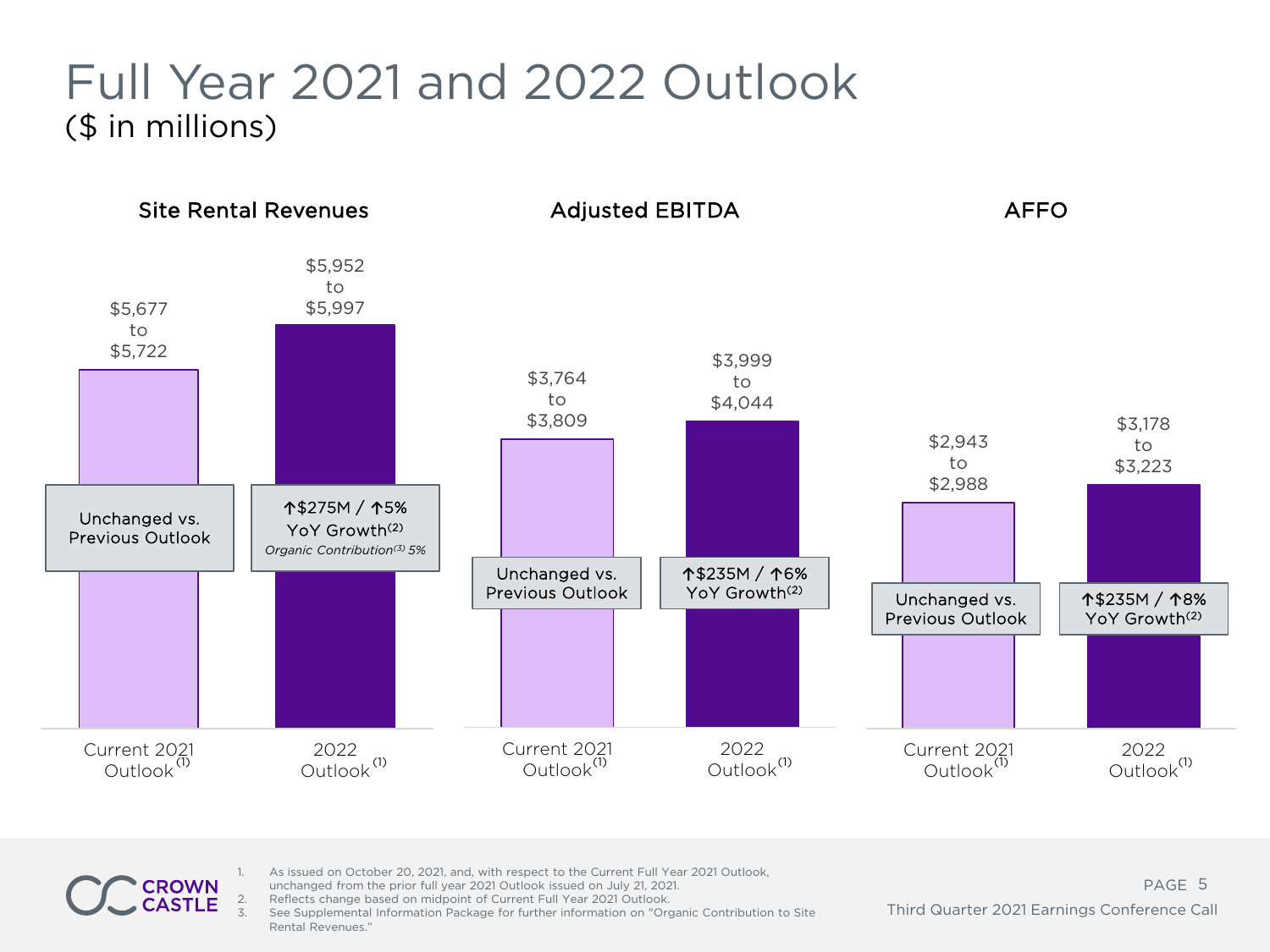# Full Year 2021 and 2022 Outlook

($ in millions)

## Site Rental Revenues

| | Current 2021 Outlook(1) | 2022 Outlook(1) |
|---|---|---|
| Range | $5,677 to $5,722 | $5,952 to $5,997 |
| Change | Unchanged vs. Previous Outlook | ↑$275M / ↑5% YoY Growth(2) *Organic Contribution(3) 5%* |

## Adjusted EBITDA

| | Current 2021 Outlook(1) | 2022 Outlook(1) |
|---|---|---|
| Range | $3,764 to $3,809 | $3,999 to $4,044 |
| Change | Unchanged vs. Previous Outlook | ↑$235M / ↑6% YoY Growth(2) |

## AFFO

| | Current 2021 Outlook(1) | 2022 Outlook(1) |
|---|---|---|
| Range | $2,943 to $2,988 | $3,178 to $3,223 |
| Change | Unchanged vs. Previous Outlook | ↑$235M / ↑8% YoY Growth(2) |

1. As issued on October 20, 2021, and, with respect to the Current Full Year 2021 Outlook, unchanged from the prior full year 2021 Outlook issued on July 21, 2021.
2. Reflects change based on midpoint of Current Full Year 2021 Outlook.
3. See Supplemental Information Package for further information on "Organic Contribution to Site Rental Revenues."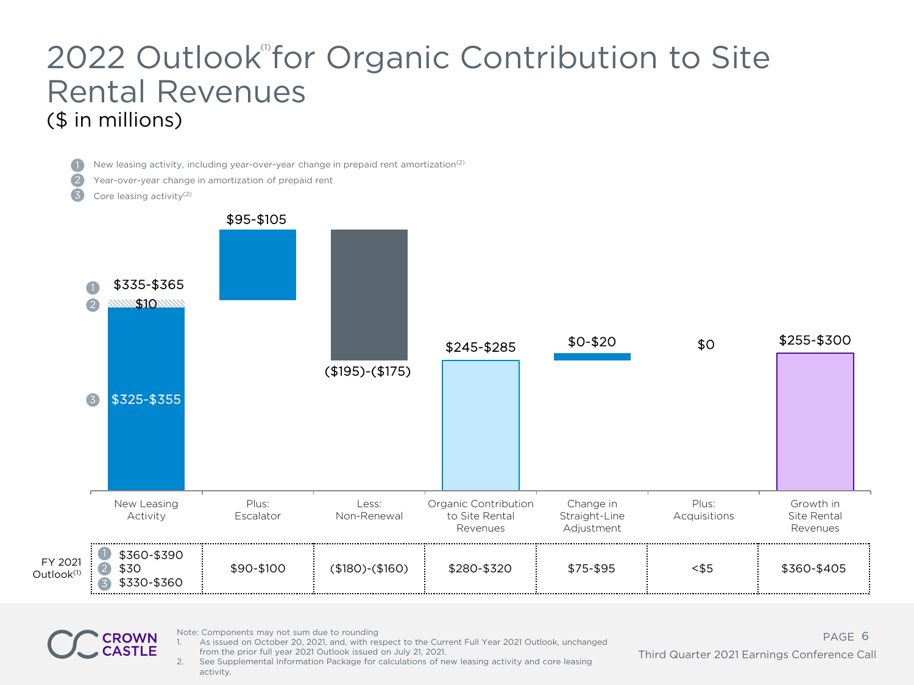# 2022 Outlook[1] for Organic Contribution to Site Rental Revenues

($ in millions)

1. New leasing activity, including year-over-year change in prepaid rent amortization[2]
2. Year-over-year change in amortization of prepaid rent
3. Core leasing activity[2]

| | New Leasing Activity | Plus: Escalator | Less: Non-Renewal | Organic Contribution to Site Rental Revenues | Change in Straight-Line Adjustment | Plus: Acquisitions | Growth in Site Rental Revenues |
|---|---|---|---|---|---|---|---|
| 2022 Outlook | (1) $335-$365<br>(2) $10<br>(3) $325-$355 | $95-$105 | ($195)-($175) | $245-$285 | $0-$20 | $0 | $255-$300 |
| FY 2021 Outlook[1] | (1) $360-$390<br>(2) $30<br>(3) $330-$360 | $90-$100 | ($180)-($160) | $280-$320 | $75-$95 | <$5 | $360-$405 |

Note: Components may not sum due to rounding

1. As issued on October 20, 2021, and, with respect to the Current Full Year 2021 Outlook, unchanged from the prior full year 2021 Outlook issued on July 21, 2021.
2. See Supplemental Information Package for calculations of new leasing activity and core leasing activity.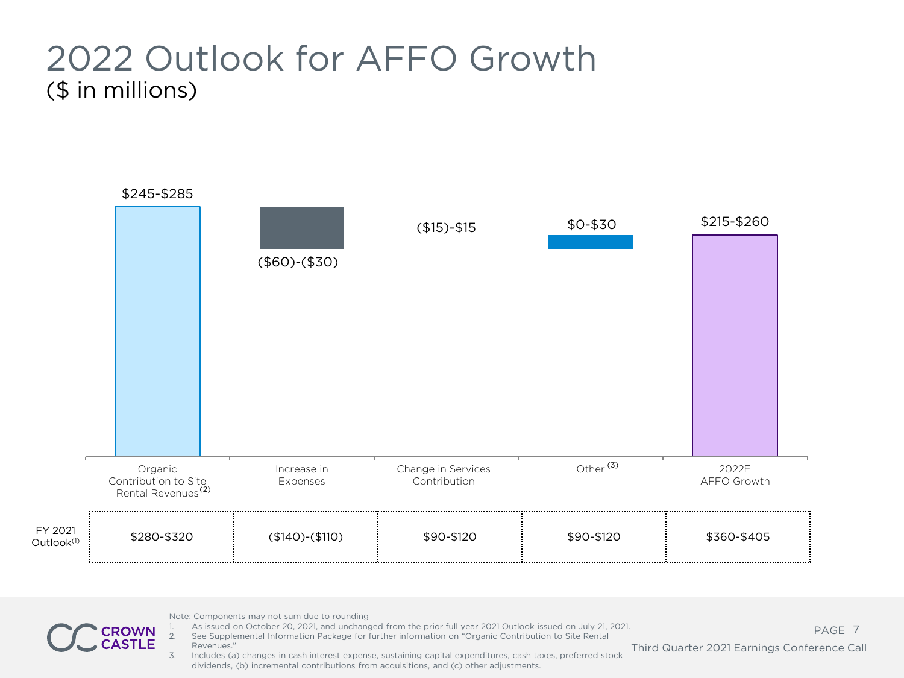# 2022 Outlook for AFFO Growth

($ in millions)

$245-$285

($60)-($30)

($15)-$15

$0-$30

$215-$260

Organic Contribution to Site Rental Revenues[2]

Increase in Expenses

Change in Services Contribution

Other[3]

2022E AFFO Growth

| | Organic Contribution to Site Rental Revenues | Increase in Expenses | Change in Services Contribution | Other | 2022E AFFO Growth |
|---|---|---|---|---|---|
| FY 2021 Outlook[1] | $280-$320 | ($140)-($110) | $90-$120 | $90-$120 | $360-$405 |

Note: Components may not sum due to rounding

1. As issued on October 20, 2021, and unchanged from the prior full year 2021 Outlook issued on July 21, 2021.
2. See Supplemental Information Package for further information on "Organic Contribution to Site Rental Revenues."
3. Includes (a) changes in cash interest expense, sustaining capital expenditures, cash taxes, preferred stock dividends, (b) incremental contributions from acquisitions, and (c) other adjustments.